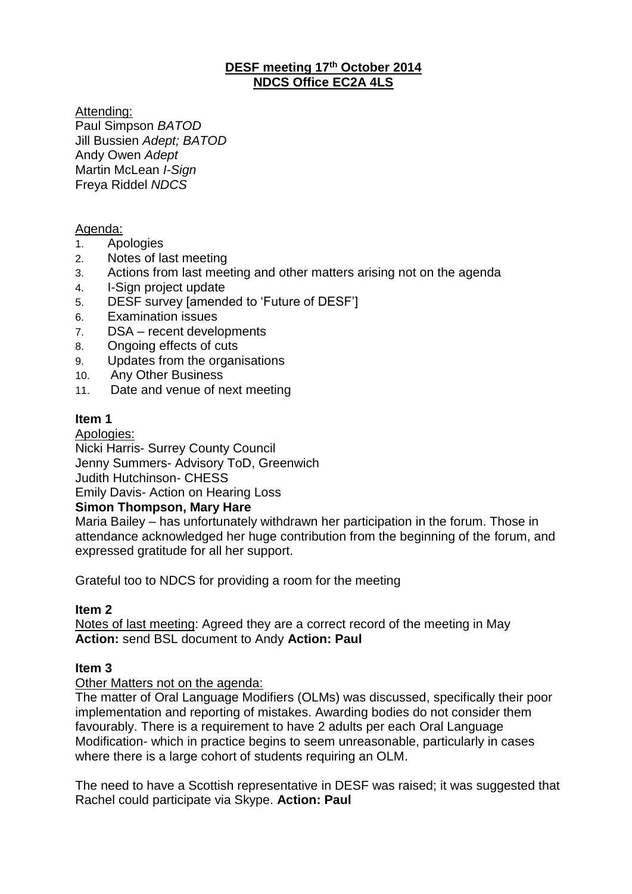**DESF meeting 17th October 2014**
**NDCS Office EC2A 4LS**

Attending:
Paul Simpson *BATOD*
Jill Bussien *Adept; BATOD*
Andy Owen *Adept*
Martin McLean *I-Sign*
Freya Riddel *NDCS*

Agenda:

1. Apologies
2. Notes of last meeting
3. Actions from last meeting and other matters arising not on the agenda
4. I-Sign project update
5. DESF survey [amended to 'Future of DESF']
6. Examination issues
7. DSA – recent developments
8. Ongoing effects of cuts
9. Updates from the organisations
10. Any Other Business
11. Date and venue of next meeting

**Item 1**

Apologies:
Nicki Harris- Surrey County Council
Jenny Summers- Advisory ToD, Greenwich
Judith Hutchinson- CHESS
Emily Davis- Action on Hearing Loss
**Simon Thompson, Mary Hare**
Maria Bailey – has unfortunately withdrawn her participation in the forum. Those in attendance acknowledged her huge contribution from the beginning of the forum, and expressed gratitude for all her support.

Grateful too to NDCS for providing a room for the meeting

**Item 2**

Notes of last meeting: Agreed they are a correct record of the meeting in May
**Action:** send BSL document to Andy **Action: Paul**

**Item 3**

Other Matters not on the agenda:
The matter of Oral Language Modifiers (OLMs) was discussed, specifically their poor implementation and reporting of mistakes. Awarding bodies do not consider them favourably. There is a requirement to have 2 adults per each Oral Language Modification- which in practice begins to seem unreasonable, particularly in cases where there is a large cohort of students requiring an OLM.

The need to have a Scottish representative in DESF was raised; it was suggested that Rachel could participate via Skype. **Action: Paul**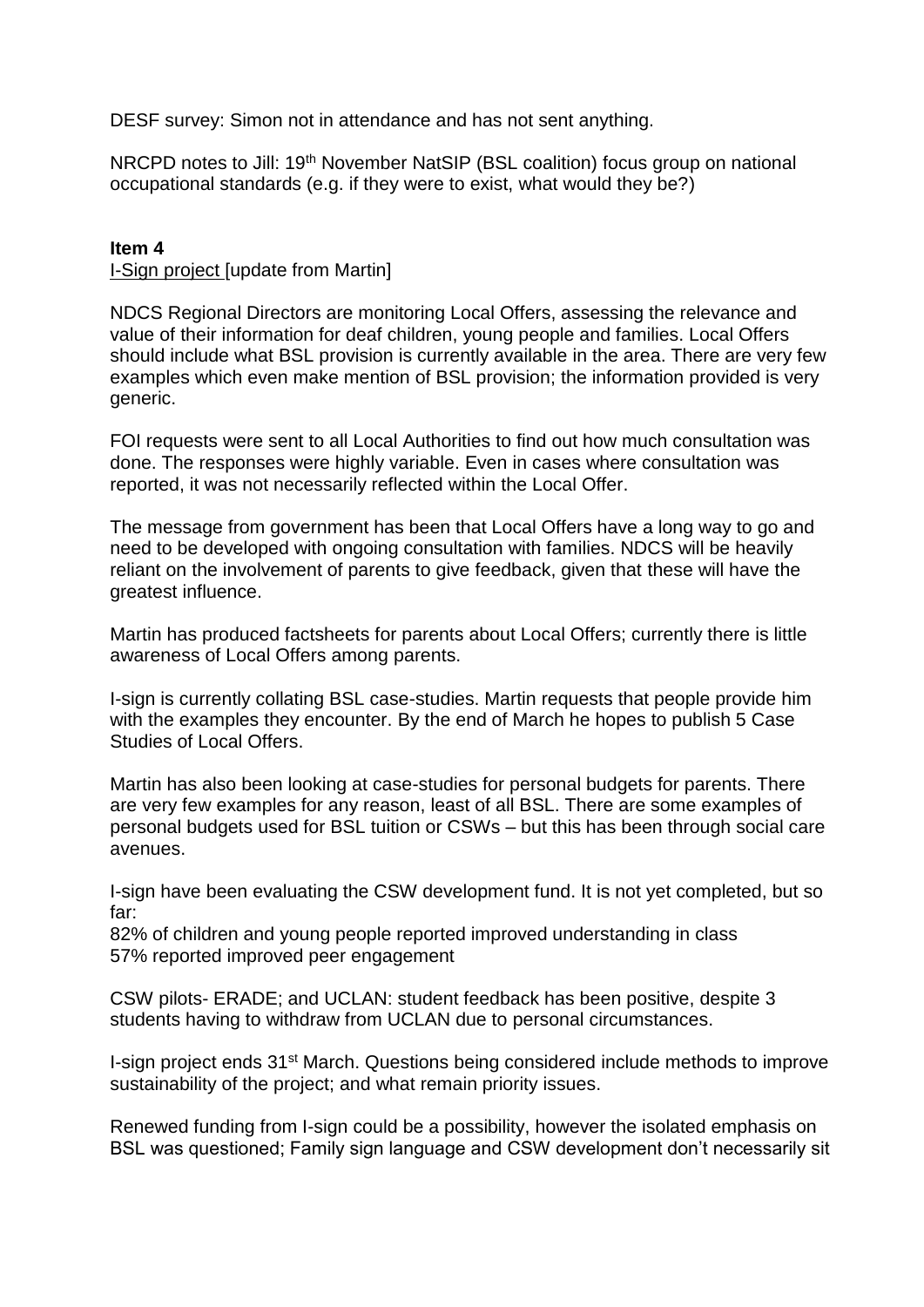DESF survey: Simon not in attendance and has not sent anything.

NRCPD notes to Jill: 19th November NatSIP (BSL coalition) focus group on national occupational standards (e.g. if they were to exist, what would they be?)

**Item 4**

I-Sign project [update from Martin]

NDCS Regional Directors are monitoring Local Offers, assessing the relevance and value of their information for deaf children, young people and families. Local Offers should include what BSL provision is currently available in the area. There are very few examples which even make mention of BSL provision; the information provided is very generic.

FOI requests were sent to all Local Authorities to find out how much consultation was done. The responses were highly variable. Even in cases where consultation was reported, it was not necessarily reflected within the Local Offer.

The message from government has been that Local Offers have a long way to go and need to be developed with ongoing consultation with families. NDCS will be heavily reliant on the involvement of parents to give feedback, given that these will have the greatest influence.

Martin has produced factsheets for parents about Local Offers; currently there is little awareness of Local Offers among parents.

I-sign is currently collating BSL case-studies. Martin requests that people provide him with the examples they encounter. By the end of March he hopes to publish 5 Case Studies of Local Offers.

Martin has also been looking at case-studies for personal budgets for parents. There are very few examples for any reason, least of all BSL. There are some examples of personal budgets used for BSL tuition or CSWs – but this has been through social care avenues.

I-sign have been evaluating the CSW development fund. It is not yet completed, but so far:

82% of children and young people reported improved understanding in class
57% reported improved peer engagement

CSW pilots- ERADE; and UCLAN: student feedback has been positive, despite 3 students having to withdraw from UCLAN due to personal circumstances.

I-sign project ends 31st March. Questions being considered include methods to improve sustainability of the project; and what remain priority issues.

Renewed funding from I-sign could be a possibility, however the isolated emphasis on BSL was questioned; Family sign language and CSW development don't necessarily sit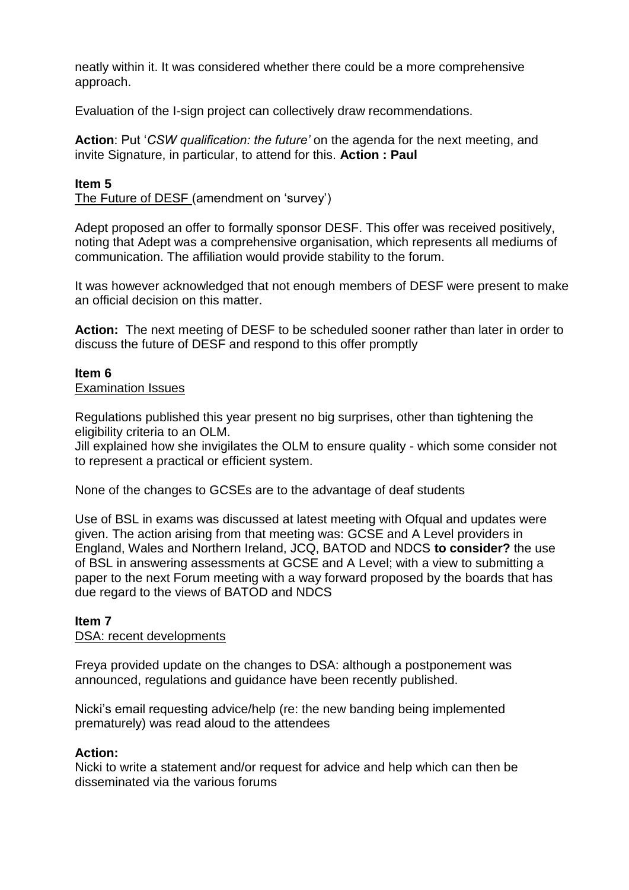neatly within it. It was considered whether there could be a more comprehensive approach.

Evaluation of the I-sign project can collectively draw recommendations.

**Action**: Put '*CSW qualification: the future'* on the agenda for the next meeting, and invite Signature, in particular, to attend for this. **Action : Paul**

**Item 5**

<u>The Future of DESF</u> (amendment on 'survey')

Adept proposed an offer to formally sponsor DESF. This offer was received positively, noting that Adept was a comprehensive organisation, which represents all mediums of communication. The affiliation would provide stability to the forum.

It was however acknowledged that not enough members of DESF were present to make an official decision on this matter.

**Action:** The next meeting of DESF to be scheduled sooner rather than later in order to discuss the future of DESF and respond to this offer promptly

**Item 6**

<u>Examination Issues</u>

Regulations published this year present no big surprises, other than tightening the eligibility criteria to an OLM.
Jill explained how she invigilates the OLM to ensure quality - which some consider not to represent a practical or efficient system.

None of the changes to GCSEs are to the advantage of deaf students

Use of BSL in exams was discussed at latest meeting with Ofqual and updates were given. The action arising from that meeting was: GCSE and A Level providers in England, Wales and Northern Ireland, JCQ, BATOD and NDCS **to consider?** the use of BSL in answering assessments at GCSE and A Level; with a view to submitting a paper to the next Forum meeting with a way forward proposed by the boards that has due regard to the views of BATOD and NDCS

**Item 7**

<u>DSA: recent developments</u>

Freya provided update on the changes to DSA: although a postponement was announced, regulations and guidance have been recently published.

Nicki's email requesting advice/help (re: the new banding being implemented prematurely) was read aloud to the attendees

**Action:**

Nicki to write a statement and/or request for advice and help which can then be disseminated via the various forums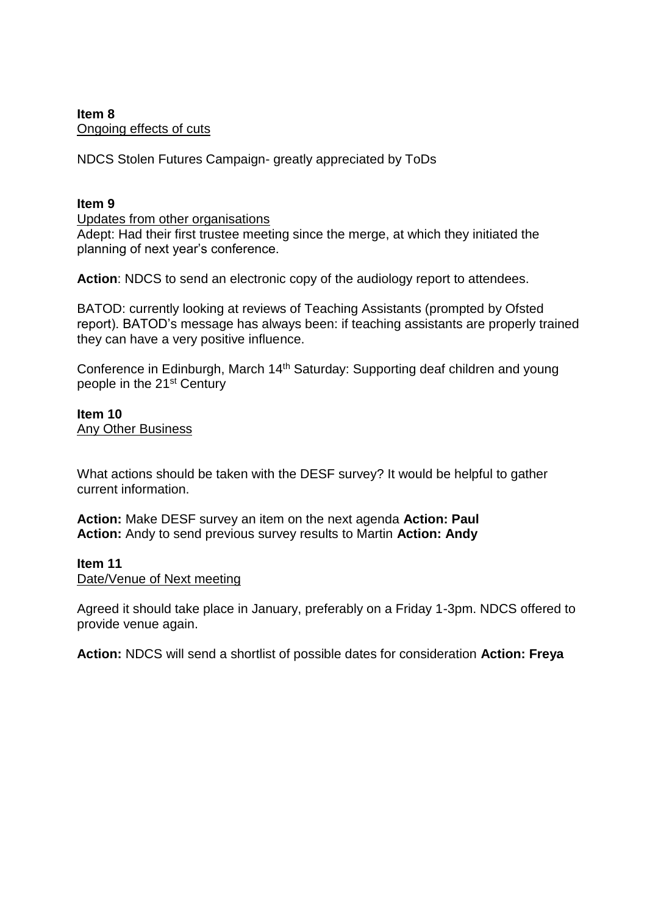**Item 8**
Ongoing effects of cuts

NDCS Stolen Futures Campaign- greatly appreciated by ToDs

**Item 9**
Updates from other organisations
Adept: Had their first trustee meeting since the merge, at which they initiated the planning of next year's conference.

**Action**: NDCS to send an electronic copy of the audiology report to attendees.

BATOD: currently looking at reviews of Teaching Assistants (prompted by Ofsted report). BATOD's message has always been: if teaching assistants are properly trained they can have a very positive influence.

Conference in Edinburgh, March 14th Saturday: Supporting deaf children and young people in the 21st Century

**Item 10**
Any Other Business

What actions should be taken with the DESF survey? It would be helpful to gather current information.

**Action:** Make DESF survey an item on the next agenda **Action: Paul**
**Action:** Andy to send previous survey results to Martin **Action: Andy**

**Item 11**
Date/Venue of Next meeting

Agreed it should take place in January, preferably on a Friday 1-3pm. NDCS offered to provide venue again.

**Action:** NDCS will send a shortlist of possible dates for consideration **Action: Freya**